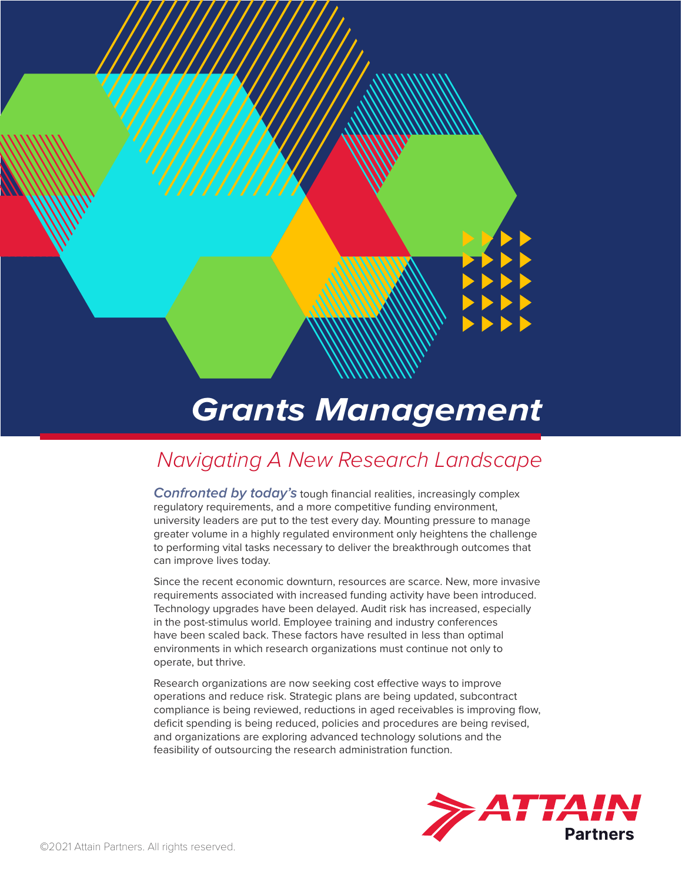# Grants Management

## Navigating A New Research Landscape

***Confronted by today's*** tough financial realities, increasingly complex regulatory requirements, and a more competitive funding environment, university leaders are put to the test every day. Mounting pressure to manage greater volume in a highly regulated environment only heightens the challenge to performing vital tasks necessary to deliver the breakthrough outcomes that can improve lives today.

Since the recent economic downturn, resources are scarce. New, more invasive requirements associated with increased funding activity have been introduced. Technology upgrades have been delayed. Audit risk has increased, especially in the post-stimulus world. Employee training and industry conferences have been scaled back. These factors have resulted in less than optimal environments in which research organizations must continue not only to operate, but thrive.

Research organizations are now seeking cost effective ways to improve operations and reduce risk. Strategic plans are being updated, subcontract compliance is being reviewed, reductions in aged receivables is improving flow, deficit spending is being reduced, policies and procedures are being revised, and organizations are exploring advanced technology solutions and the feasibility of outsourcing the research administration function.

ATTAIN Partners

©2021 Attain Partners. All rights reserved.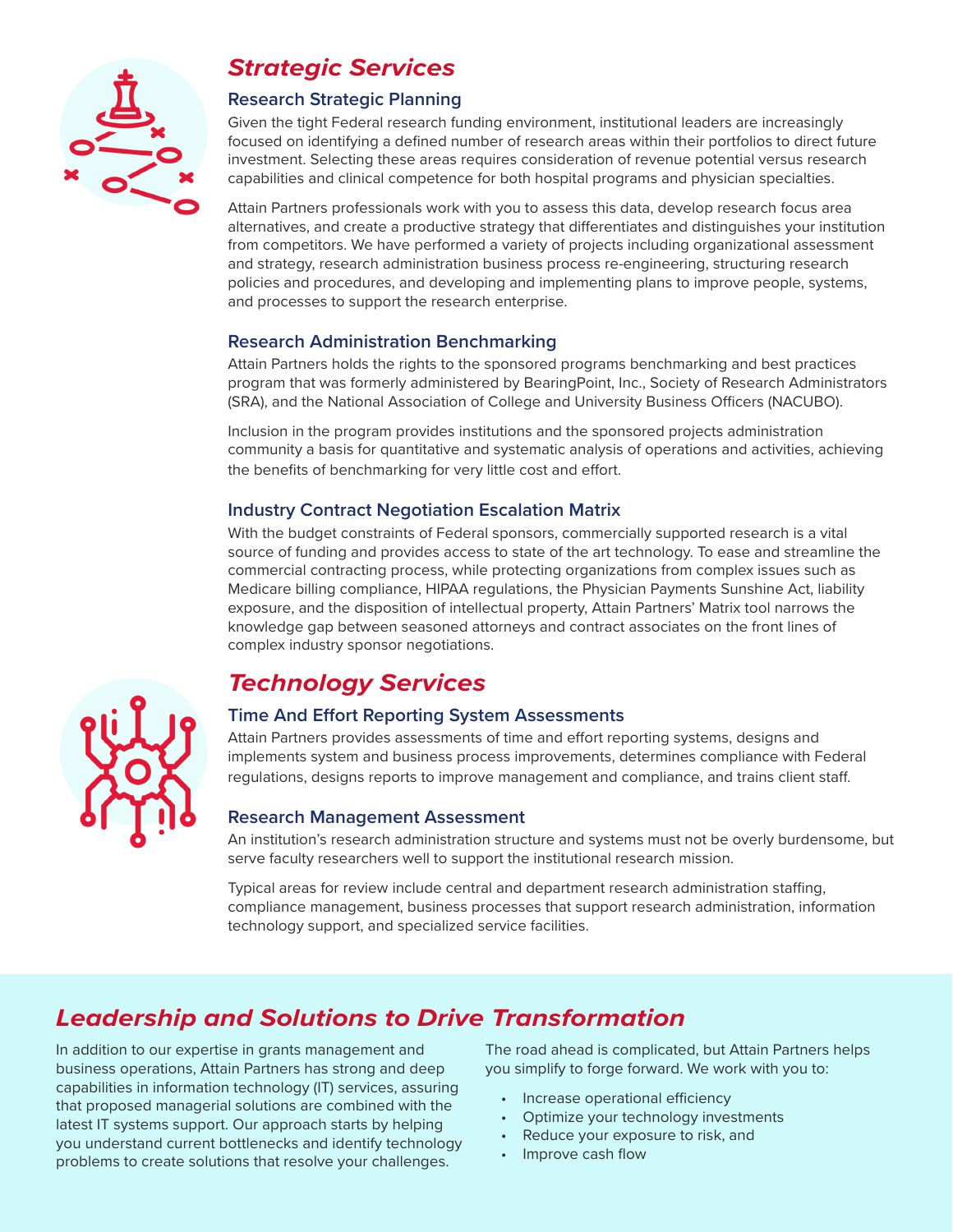## *Strategic Services*

### Research Strategic Planning

Given the tight Federal research funding environment, institutional leaders are increasingly focused on identifying a defined number of research areas within their portfolios to direct future investment. Selecting these areas requires consideration of revenue potential versus research capabilities and clinical competence for both hospital programs and physician specialties.

Attain Partners professionals work with you to assess this data, develop research focus area alternatives, and create a productive strategy that differentiates and distinguishes your institution from competitors. We have performed a variety of projects including organizational assessment and strategy, research administration business process re-engineering, structuring research policies and procedures, and developing and implementing plans to improve people, systems, and processes to support the research enterprise.

### Research Administration Benchmarking

Attain Partners holds the rights to the sponsored programs benchmarking and best practices program that was formerly administered by BearingPoint, Inc., Society of Research Administrators (SRA), and the National Association of College and University Business Officers (NACUBO).

Inclusion in the program provides institutions and the sponsored projects administration community a basis for quantitative and systematic analysis of operations and activities, achieving the benefits of benchmarking for very little cost and effort.

### Industry Contract Negotiation Escalation Matrix

With the budget constraints of Federal sponsors, commercially supported research is a vital source of funding and provides access to state of the art technology. To ease and streamline the commercial contracting process, while protecting organizations from complex issues such as Medicare billing compliance, HIPAA regulations, the Physician Payments Sunshine Act, liability exposure, and the disposition of intellectual property, Attain Partners' Matrix tool narrows the knowledge gap between seasoned attorneys and contract associates on the front lines of complex industry sponsor negotiations.

## *Technology Services*

### Time And Effort Reporting System Assessments

Attain Partners provides assessments of time and effort reporting systems, designs and implements system and business process improvements, determines compliance with Federal regulations, designs reports to improve management and compliance, and trains client staff.

### Research Management Assessment

An institution's research administration structure and systems must not be overly burdensome, but serve faculty researchers well to support the institutional research mission.

Typical areas for review include central and department research administration staffing, compliance management, business processes that support research administration, information technology support, and specialized service facilities.

## *Leadership and Solutions to Drive Transformation*

In addition to our expertise in grants management and business operations, Attain Partners has strong and deep capabilities in information technology (IT) services, assuring that proposed managerial solutions are combined with the latest IT systems support. Our approach starts by helping you understand current bottlenecks and identify technology problems to create solutions that resolve your challenges.

The road ahead is complicated, but Attain Partners helps you simplify to forge forward. We work with you to:

- Increase operational efficiency
- Optimize your technology investments
- Reduce your exposure to risk, and
- Improve cash flow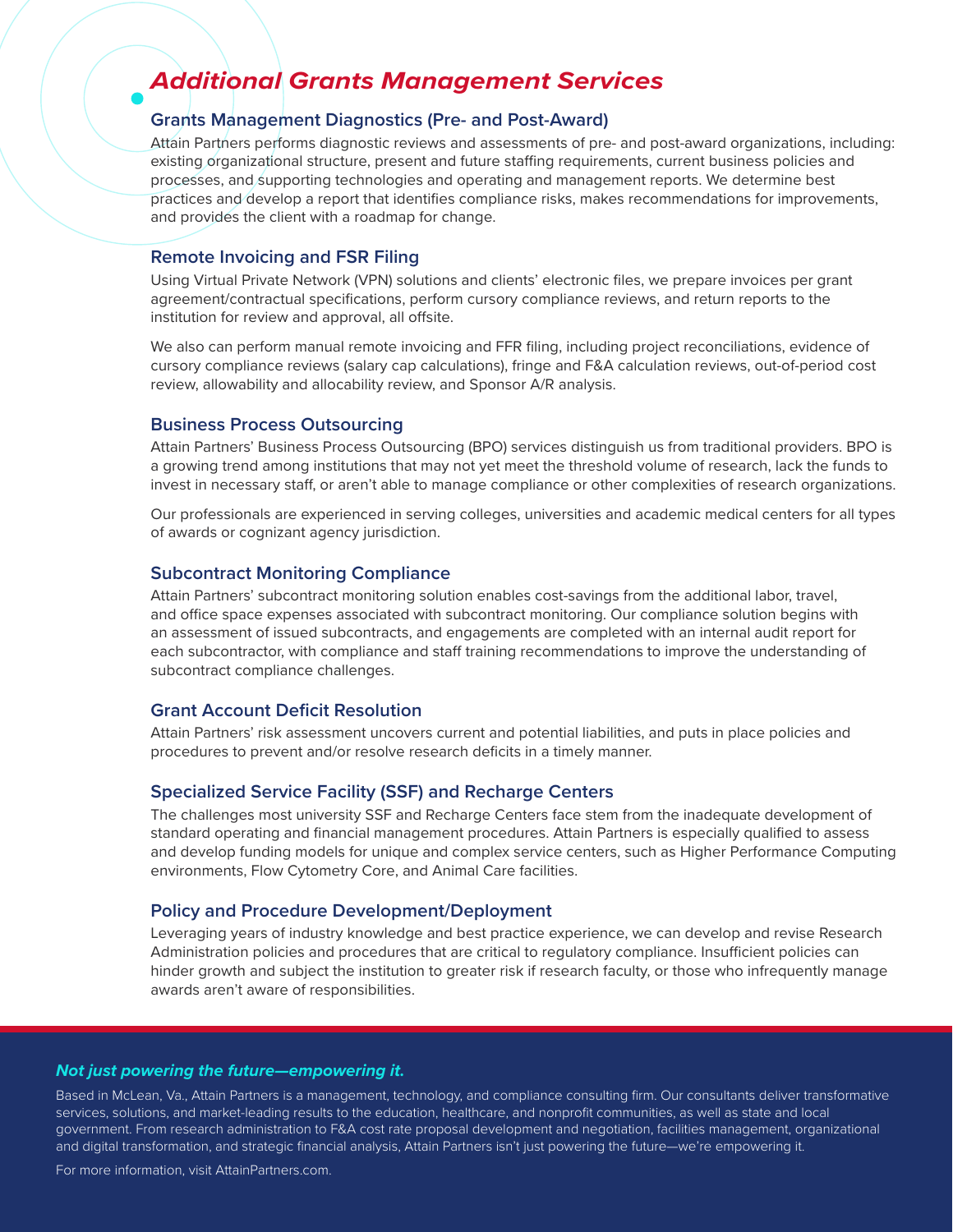# *Additional Grants Management Services*

### Grants Management Diagnostics (Pre- and Post-Award)

Attain Partners performs diagnostic reviews and assessments of pre- and post-award organizations, including: existing organizational structure, present and future staffing requirements, current business policies and processes, and supporting technologies and operating and management reports. We determine best practices and develop a report that identifies compliance risks, makes recommendations for improvements, and provides the client with a roadmap for change.

### Remote Invoicing and FSR Filing

Using Virtual Private Network (VPN) solutions and clients' electronic files, we prepare invoices per grant agreement/contractual specifications, perform cursory compliance reviews, and return reports to the institution for review and approval, all offsite.

We also can perform manual remote invoicing and FFR filing, including project reconciliations, evidence of cursory compliance reviews (salary cap calculations), fringe and F&A calculation reviews, out-of-period cost review, allowability and allocability review, and Sponsor A/R analysis.

### Business Process Outsourcing

Attain Partners' Business Process Outsourcing (BPO) services distinguish us from traditional providers. BPO is a growing trend among institutions that may not yet meet the threshold volume of research, lack the funds to invest in necessary staff, or aren't able to manage compliance or other complexities of research organizations.

Our professionals are experienced in serving colleges, universities and academic medical centers for all types of awards or cognizant agency jurisdiction.

### Subcontract Monitoring Compliance

Attain Partners' subcontract monitoring solution enables cost-savings from the additional labor, travel, and office space expenses associated with subcontract monitoring. Our compliance solution begins with an assessment of issued subcontracts, and engagements are completed with an internal audit report for each subcontractor, with compliance and staff training recommendations to improve the understanding of subcontract compliance challenges.

### Grant Account Deficit Resolution

Attain Partners' risk assessment uncovers current and potential liabilities, and puts in place policies and procedures to prevent and/or resolve research deficits in a timely manner.

### Specialized Service Facility (SSF) and Recharge Centers

The challenges most university SSF and Recharge Centers face stem from the inadequate development of standard operating and financial management procedures. Attain Partners is especially qualified to assess and develop funding models for unique and complex service centers, such as Higher Performance Computing environments, Flow Cytometry Core, and Animal Care facilities.

### Policy and Procedure Development/Deployment

Leveraging years of industry knowledge and best practice experience, we can develop and revise Research Administration policies and procedures that are critical to regulatory compliance. Insufficient policies can hinder growth and subject the institution to greater risk if research faculty, or those who infrequently manage awards aren't aware of responsibilities.

***Not just powering the future—empowering it.***

Based in McLean, Va., Attain Partners is a management, technology, and compliance consulting firm. Our consultants deliver transformative services, solutions, and market-leading results to the education, healthcare, and nonprofit communities, as well as state and local government. From research administration to F&A cost rate proposal development and negotiation, facilities management, organizational and digital transformation, and strategic financial analysis, Attain Partners isn't just powering the future—we're empowering it.

For more information, visit AttainPartners.com.